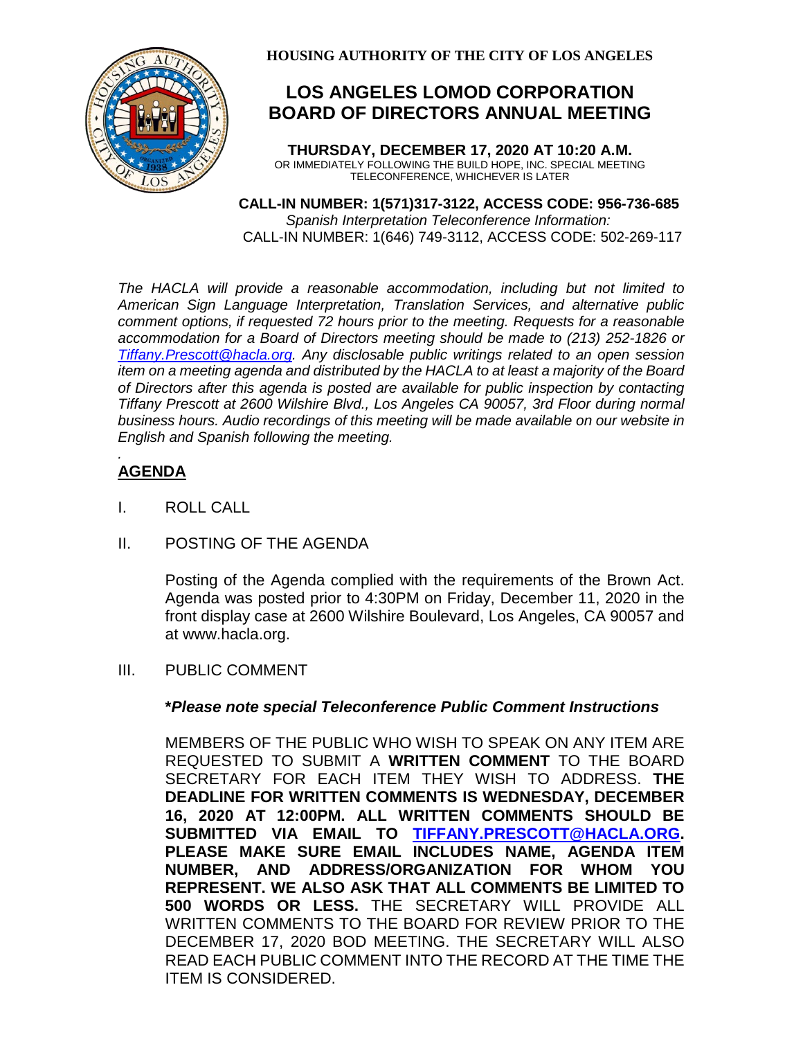**HOUSING AUTHORITY OF THE CITY OF LOS ANGELES**

# LOS ANGELES LOMOD CORPORATION BOARD OF DIRECTORS ANNUAL MEETING

**THURSDAY, DECEMBER 17, 2020 AT 10:20 A.M.**
OR IMMEDIATELY FOLLOWING THE BUILD HOPE, INC. SPECIAL MEETING TELECONFERENCE, WHICHEVER IS LATER

**CALL-IN NUMBER: 1(571)317-3122, ACCESS CODE: 956-736-685**
*Spanish Interpretation Teleconference Information:*
CALL-IN NUMBER: 1(646) 749-3112, ACCESS CODE: 502-269-117

*The HACLA will provide a reasonable accommodation, including but not limited to American Sign Language Interpretation, Translation Services, and alternative public comment options, if requested 72 hours prior to the meeting. Requests for a reasonable accommodation for a Board of Directors meeting should be made to (213) 252-1826 or Tiffany.Prescott@hacla.org. Any disclosable public writings related to an open session item on a meeting agenda and distributed by the HACLA to at least a majority of the Board of Directors after this agenda is posted are available for public inspection by contacting Tiffany Prescott at 2600 Wilshire Blvd., Los Angeles CA 90057, 3rd Floor during normal business hours. Audio recordings of this meeting will be made available on our website in English and Spanish following the meeting.*

## AGENDA

I. ROLL CALL

II. POSTING OF THE AGENDA

Posting of the Agenda complied with the requirements of the Brown Act. Agenda was posted prior to 4:30PM on Friday, December 11, 2020 in the front display case at 2600 Wilshire Boulevard, Los Angeles, CA 90057 and at www.hacla.org.

III. PUBLIC COMMENT

**\****Please note special Teleconference Public Comment Instructions***

MEMBERS OF THE PUBLIC WHO WISH TO SPEAK ON ANY ITEM ARE REQUESTED TO SUBMIT A **WRITTEN COMMENT** TO THE BOARD SECRETARY FOR EACH ITEM THEY WISH TO ADDRESS. **THE DEADLINE FOR WRITTEN COMMENTS IS WEDNESDAY, DECEMBER 16, 2020 AT 12:00PM. ALL WRITTEN COMMENTS SHOULD BE SUBMITTED VIA EMAIL TO TIFFANY.PRESCOTT@HACLA.ORG. PLEASE MAKE SURE EMAIL INCLUDES NAME, AGENDA ITEM NUMBER, AND ADDRESS/ORGANIZATION FOR WHOM YOU REPRESENT. WE ALSO ASK THAT ALL COMMENTS BE LIMITED TO 500 WORDS OR LESS.** THE SECRETARY WILL PROVIDE ALL WRITTEN COMMENTS TO THE BOARD FOR REVIEW PRIOR TO THE DECEMBER 17, 2020 BOD MEETING. THE SECRETARY WILL ALSO READ EACH PUBLIC COMMENT INTO THE RECORD AT THE TIME THE ITEM IS CONSIDERED.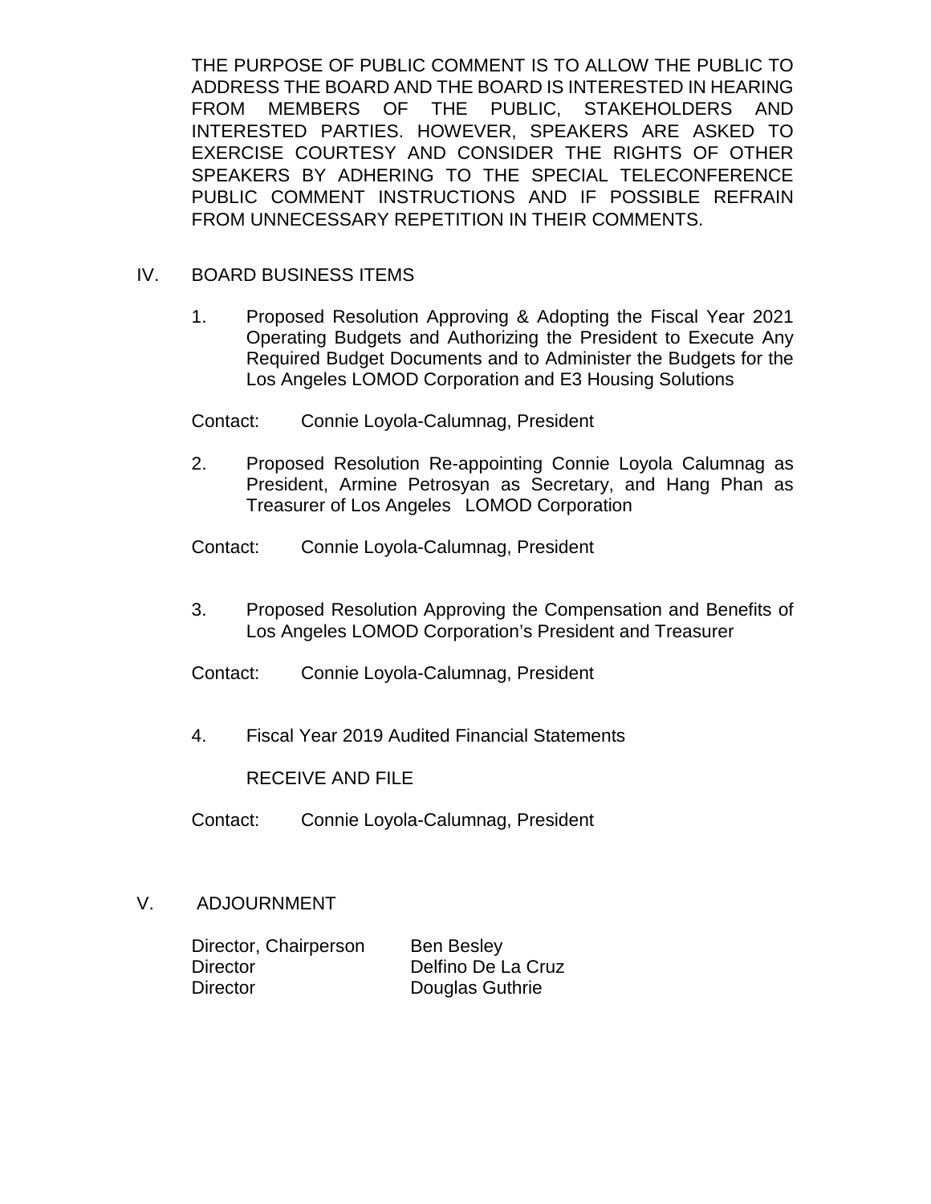THE PURPOSE OF PUBLIC COMMENT IS TO ALLOW THE PUBLIC TO ADDRESS THE BOARD AND THE BOARD IS INTERESTED IN HEARING FROM MEMBERS OF THE PUBLIC, STAKEHOLDERS AND INTERESTED PARTIES. HOWEVER, SPEAKERS ARE ASKED TO EXERCISE COURTESY AND CONSIDER THE RIGHTS OF OTHER SPEAKERS BY ADHERING TO THE SPECIAL TELECONFERENCE PUBLIC COMMENT INSTRUCTIONS AND IF POSSIBLE REFRAIN FROM UNNECESSARY REPETITION IN THEIR COMMENTS.

## IV. BOARD BUSINESS ITEMS

1. Proposed Resolution Approving & Adopting the Fiscal Year 2021 Operating Budgets and Authorizing the President to Execute Any Required Budget Documents and to Administer the Budgets for the Los Angeles LOMOD Corporation and E3 Housing Solutions

   Contact: Connie Loyola-Calumnag, President

2. Proposed Resolution Re-appointing Connie Loyola Calumnag as President, Armine Petrosyan as Secretary, and Hang Phan as Treasurer of Los Angeles LOMOD Corporation

   Contact: Connie Loyola-Calumnag, President

3. Proposed Resolution Approving the Compensation and Benefits of Los Angeles LOMOD Corporation's President and Treasurer

   Contact: Connie Loyola-Calumnag, President

4. Fiscal Year 2019 Audited Financial Statements

   RECEIVE AND FILE

   Contact: Connie Loyola-Calumnag, President

## V. ADJOURNMENT

| | |
|---|---|
| Director, Chairperson | Ben Besley |
| Director | Delfino De La Cruz |
| Director | Douglas Guthrie |